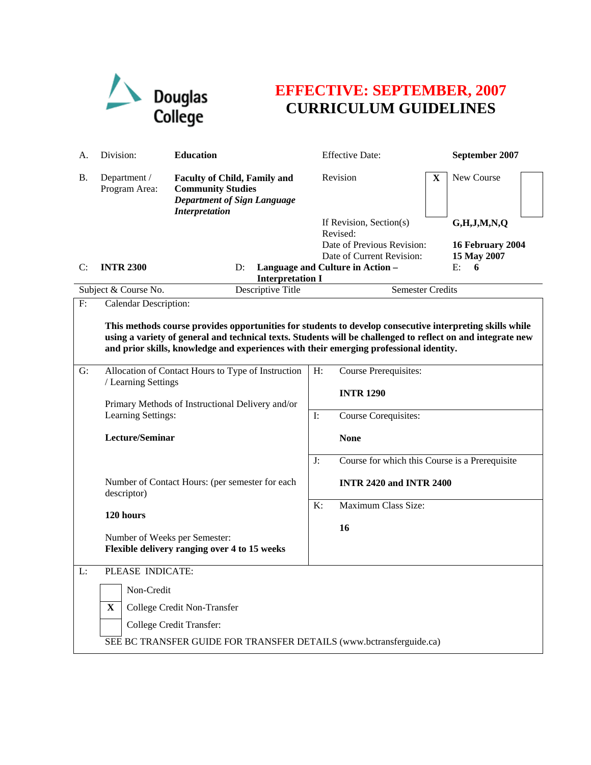Douglas College

# EFFECTIVE: SEPTEMBER, 2007
# CURRICULUM GUIDELINES

| | | | | |
|---|---|---|---|---|
| A. | Division: | **Education** | Effective Date: | **September 2007** |
| B. | Department / Program Area: | **Faculty of Child, Family and Community Studies** ***Department of Sign Language Interpretation*** | Revision [X] New Course [ ] | |
| | | | If Revision, Section(s) Revised: | **G,H,J,M,N,Q** |
| | | | Date of Previous Revision: | **16 February 2004** |
| | | | Date of Current Revision: | **15 May 2007** |

| C: | D: | E: |
|---|---|---|
| **INTR 2300** | **Language and Culture in Action – Interpretation I** | **6** |
| Subject & Course No. | Descriptive Title | Semester Credits |

**F: Calendar Description:**

**This methods course provides opportunities for students to develop consecutive interpreting skills while using a variety of general and technical texts. Students will be challenged to reflect on and integrate new and prior skills, knowledge and experiences with their emerging professional identity.**

**G: Allocation of Contact Hours to Type of Instruction / Learning Settings**

Primary Methods of Instructional Delivery and/or Learning Settings:

**Lecture/Seminar**

Number of Contact Hours: (per semester for each descriptor)

**120 hours**

Number of Weeks per Semester:
**Flexible delivery ranging over 4 to 15 weeks**

**H: Course Prerequisites:**

**INTR 1290**

**I: Course Corequisites:**

**None**

**J: Course for which this Course is a Prerequisite**

**INTR 2420 and INTR 2400**

**K: Maximum Class Size:**

**16**

**L: PLEASE INDICATE:**

- [ ] Non-Credit
- [X] College Credit Non-Transfer
- [ ] College Credit Transfer:

SEE BC TRANSFER GUIDE FOR TRANSFER DETAILS (www.bctransferguide.ca)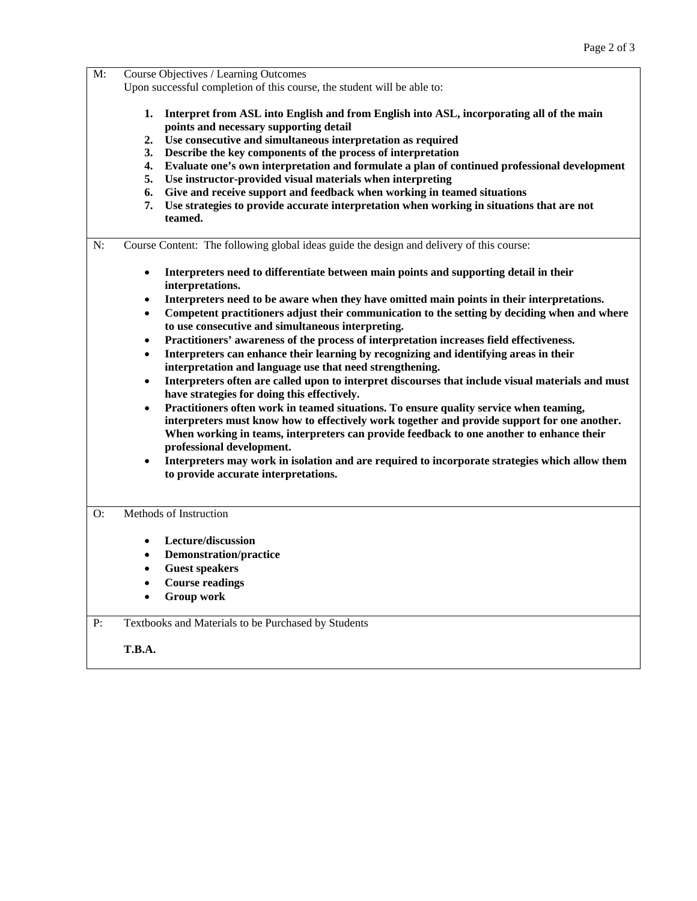M: Course Objectives / Learning Outcomes

Upon successful completion of this course, the student will be able to:

1. **Interpret from ASL into English and from English into ASL, incorporating all of the main points and necessary supporting detail**
2. **Use consecutive and simultaneous interpretation as required**
3. **Describe the key components of the process of interpretation**
4. **Evaluate one's own interpretation and formulate a plan of continued professional development**
5. **Use instructor-provided visual materials when interpreting**
6. **Give and receive support and feedback when working in teamed situations**
7. **Use strategies to provide accurate interpretation when working in situations that are not teamed.**

N: Course Content: The following global ideas guide the design and delivery of this course:

- **Interpreters need to differentiate between main points and supporting detail in their interpretations.**
- **Interpreters need to be aware when they have omitted main points in their interpretations.**
- **Competent practitioners adjust their communication to the setting by deciding when and where to use consecutive and simultaneous interpreting.**
- **Practitioners' awareness of the process of interpretation increases field effectiveness.**
- **Interpreters can enhance their learning by recognizing and identifying areas in their interpretation and language use that need strengthening.**
- **Interpreters often are called upon to interpret discourses that include visual materials and must have strategies for doing this effectively.**
- **Practitioners often work in teamed situations. To ensure quality service when teaming, interpreters must know how to effectively work together and provide support for one another. When working in teams, interpreters can provide feedback to one another to enhance their professional development.**
- **Interpreters may work in isolation and are required to incorporate strategies which allow them to provide accurate interpretations.**

O: Methods of Instruction

- **Lecture/discussion**
- **Demonstration/practice**
- **Guest speakers**
- **Course readings**
- **Group work**

P: Textbooks and Materials to be Purchased by Students

**T.B.A.**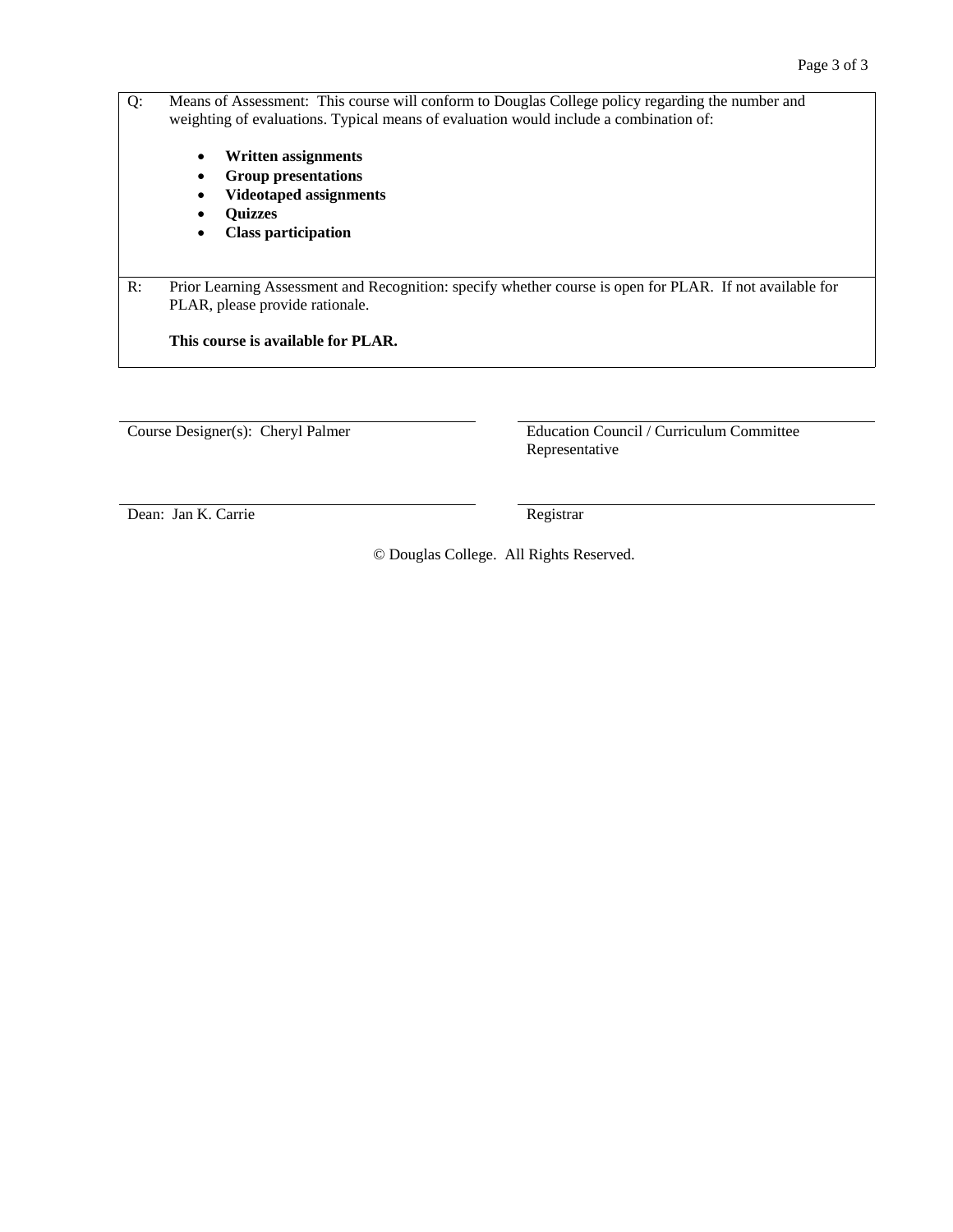Q: Means of Assessment: This course will conform to Douglas College policy regarding the number and weighting of evaluations. Typical means of evaluation would include a combination of:

- **Written assignments**
- **Group presentations**
- **Videotaped assignments**
- **Quizzes**
- **Class participation**

R: Prior Learning Assessment and Recognition: specify whether course is open for PLAR. If not available for PLAR, please provide rationale.

**This course is available for PLAR.**

| | |
|---|---|
| Course Designer(s): Cheryl Palmer | Education Council / Curriculum Committee Representative |
| Dean: Jan K. Carrie | Registrar |

© Douglas College. All Rights Reserved.